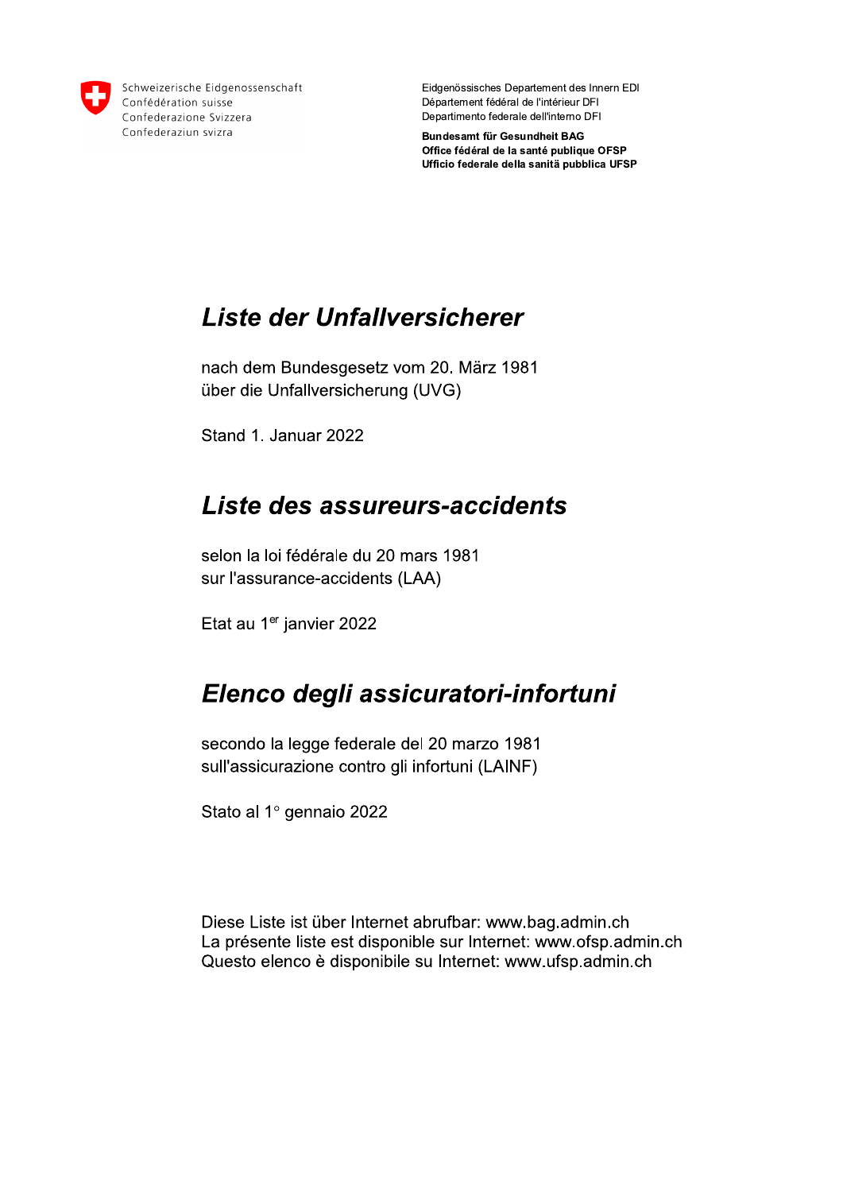Schweizerische Eidgenossenschaft
Confédération suisse
Confederazione Svizzera
Confederaziun svizra

Eidgenössisches Departement des Innern EDI
Département fédéral de l'intérieur DFI
Departimento federale dell'interno DFI

**Bundesamt für Gesundheit BAG**
**Office fédéral de la santé publique OFSP**
**Ufficio federale della sanità pubblica UFSP**

# *Liste der Unfallversicherer*

nach dem Bundesgesetz vom 20. März 1981
über die Unfallversicherung (UVG)

Stand 1. Januar 2022

# *Liste des assureurs-accidents*

selon la loi fédérale du 20 mars 1981
sur l'assurance-accidents (LAA)

Etat au 1er janvier 2022

# *Elenco degli assicuratori-infortuni*

secondo la legge federale del 20 marzo 1981
sull'assicurazione contro gli infortuni (LAINF)

Stato al 1° gennaio 2022

Diese Liste ist über Internet abrufbar: www.bag.admin.ch
La présente liste est disponible sur Internet: www.ofsp.admin.ch
Questo elenco è disponibile su Internet: www.ufsp.admin.ch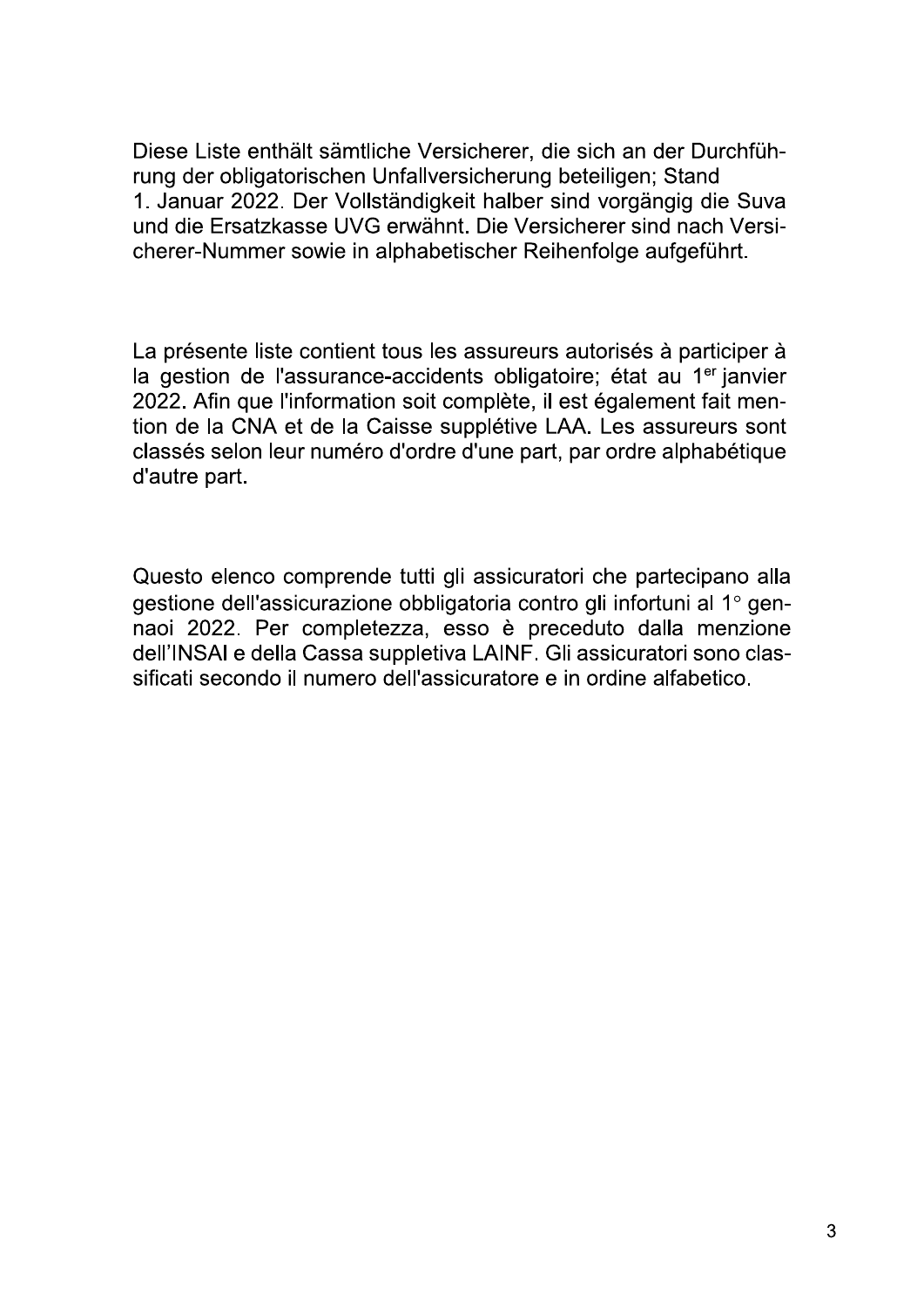Diese Liste enthält sämtliche Versicherer, die sich an der Durchführung der obligatorischen Unfallversicherung beteiligen; Stand 1. Januar 2022. Der Vollständigkeit halber sind vorgängig die Suva und die Ersatzkasse UVG erwähnt. Die Versicherer sind nach Versicherer-Nummer sowie in alphabetischer Reihenfolge aufgeführt.

La présente liste contient tous les assureurs autorisés à participer à la gestion de l'assurance-accidents obligatoire; état au 1er janvier 2022. Afin que l'information soit complète, il est également fait mention de la CNA et de la Caisse supplétive LAA. Les assureurs sont classés selon leur numéro d'ordre d'une part, par ordre alphabétique d'autre part.

Questo elenco comprende tutti gli assicuratori che partecipano alla gestione dell'assicurazione obbligatoria contro gli infortuni al 1° gennaoi 2022. Per completezza, esso è preceduto dalla menzione dell'INSAI e della Cassa suppletiva LAINF. Gli assicuratori sono classificati secondo il numero dell'assicuratore e in ordine alfabetico.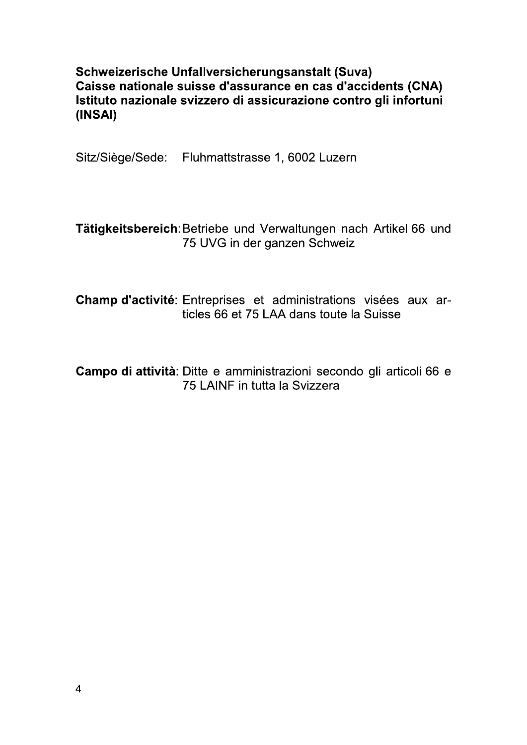**Schweizerische Unfallversicherungsanstalt (Suva)**
**Caisse nationale suisse d'assurance en cas d'accidents (CNA)**
**Istituto nazionale svizzero di assicurazione contro gli infortuni (INSAI)**

Sitz/Siège/Sede: Fluhmattstrasse 1, 6002 Luzern

**Tätigkeitsbereich**: Betriebe und Verwaltungen nach Artikel 66 und 75 UVG in der ganzen Schweiz

**Champ d'activité**: Entreprises et administrations visées aux articles 66 et 75 LAA dans toute la Suisse

**Campo di attività**: Ditte e amministrazioni secondo gli articoli 66 e 75 LAINF in tutta la Svizzera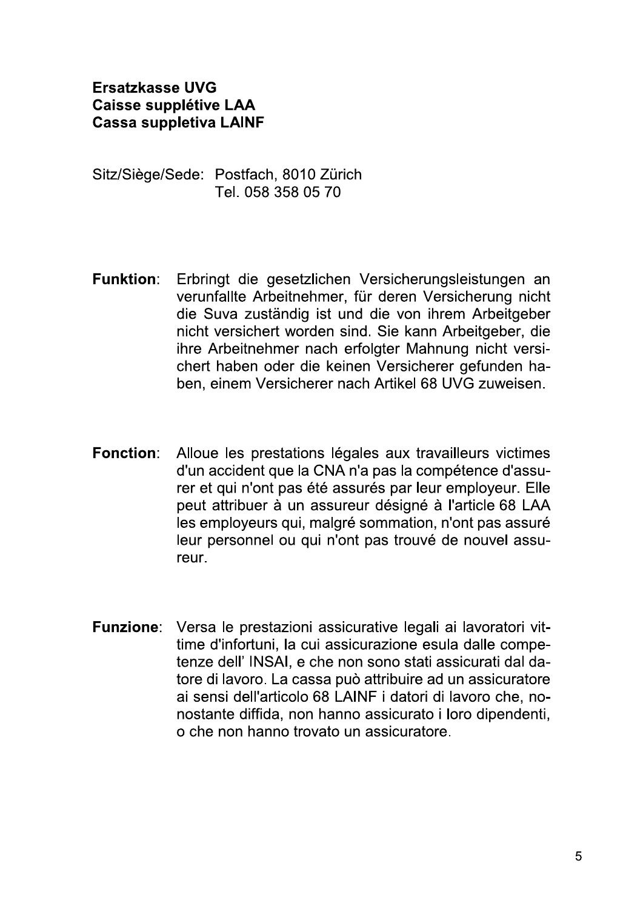**Ersatzkasse UVG**
**Caisse supplétive LAA**
**Cassa suppletiva LAINF**

Sitz/Siège/Sede: Postfach, 8010 Zürich
Tel. 058 358 05 70

**Funktion**: Erbringt die gesetzlichen Versicherungsleistungen an verunfallte Arbeitnehmer, für deren Versicherung nicht die Suva zuständig ist und die von ihrem Arbeitgeber nicht versichert worden sind. Sie kann Arbeitgeber, die ihre Arbeitnehmer nach erfolgter Mahnung nicht versichert haben oder die keinen Versicherer gefunden haben, einem Versicherer nach Artikel 68 UVG zuweisen.

**Fonction**: Alloue les prestations légales aux travailleurs victimes d'un accident que la CNA n'a pas la compétence d'assurer et qui n'ont pas été assurés par leur employeur. Elle peut attribuer à un assureur désigné à l'article 68 LAA les employeurs qui, malgré sommation, n'ont pas assuré leur personnel ou qui n'ont pas trouvé de nouvel assureur.

**Funzione**: Versa le prestazioni assicurative legali ai lavoratori vittime d'infortuni, la cui assicurazione esula dalle competenze dell' INSAI, e che non sono stati assicurati dal datore di lavoro. La cassa può attribuire ad un assicuratore ai sensi dell'articolo 68 LAINF i datori di lavoro che, nonostante diffida, non hanno assicurato i loro dipendenti, o che non hanno trovato un assicuratore.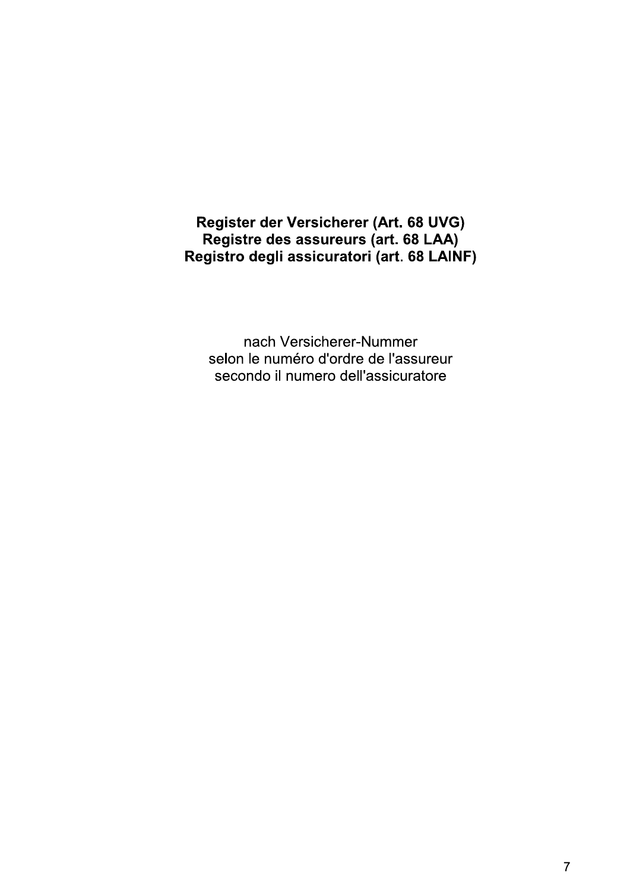# Register der Versicherer (Art. 68 UVG)
# Registre des assureurs (art. 68 LAA)
# Registro degli assicuratori (art. 68 LAINF)

nach Versicherer-Nummer
selon le numéro d'ordre de l'assureur
secondo il numero dell'assicuratore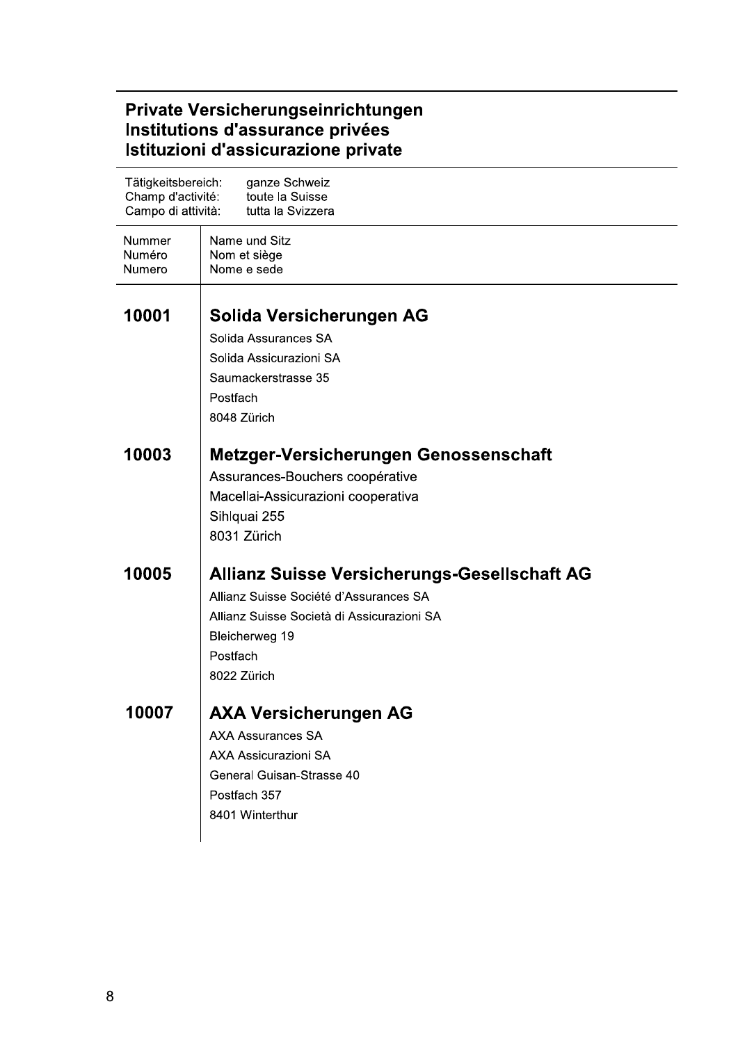## Private Versicherungseinrichtungen
## Institutions d'assurance privées
## Istituzioni d'assicurazione private

Tätigkeitsbereich: ganze Schweiz
Champ d'activité: toute la Suisse
Campo di attività: tutta la Svizzera

| Nummer<br>Numéro<br>Numero | Name und Sitz<br>Nom et siège<br>Nome e sede |
|---|---|
| **10001** | **Solida Versicherungen AG**<br>Solida Assurances SA<br>Solida Assicurazioni SA<br>Saumackerstrasse 35<br>Postfach<br>8048 Zürich |
| **10003** | **Metzger-Versicherungen Genossenschaft**<br>Assurances-Bouchers coopérative<br>Macellai-Assicurazioni cooperativa<br>Sihlquai 255<br>8031 Zürich |
| **10005** | **Allianz Suisse Versicherungs-Gesellschaft AG**<br>Allianz Suisse Société d'Assurances SA<br>Allianz Suisse Società di Assicurazioni SA<br>Bleicherweg 19<br>Postfach<br>8022 Zürich |
| **10007** | **AXA Versicherungen AG**<br>AXA Assurances SA<br>AXA Assicurazioni SA<br>General Guisan-Strasse 40<br>Postfach 357<br>8401 Winterthur |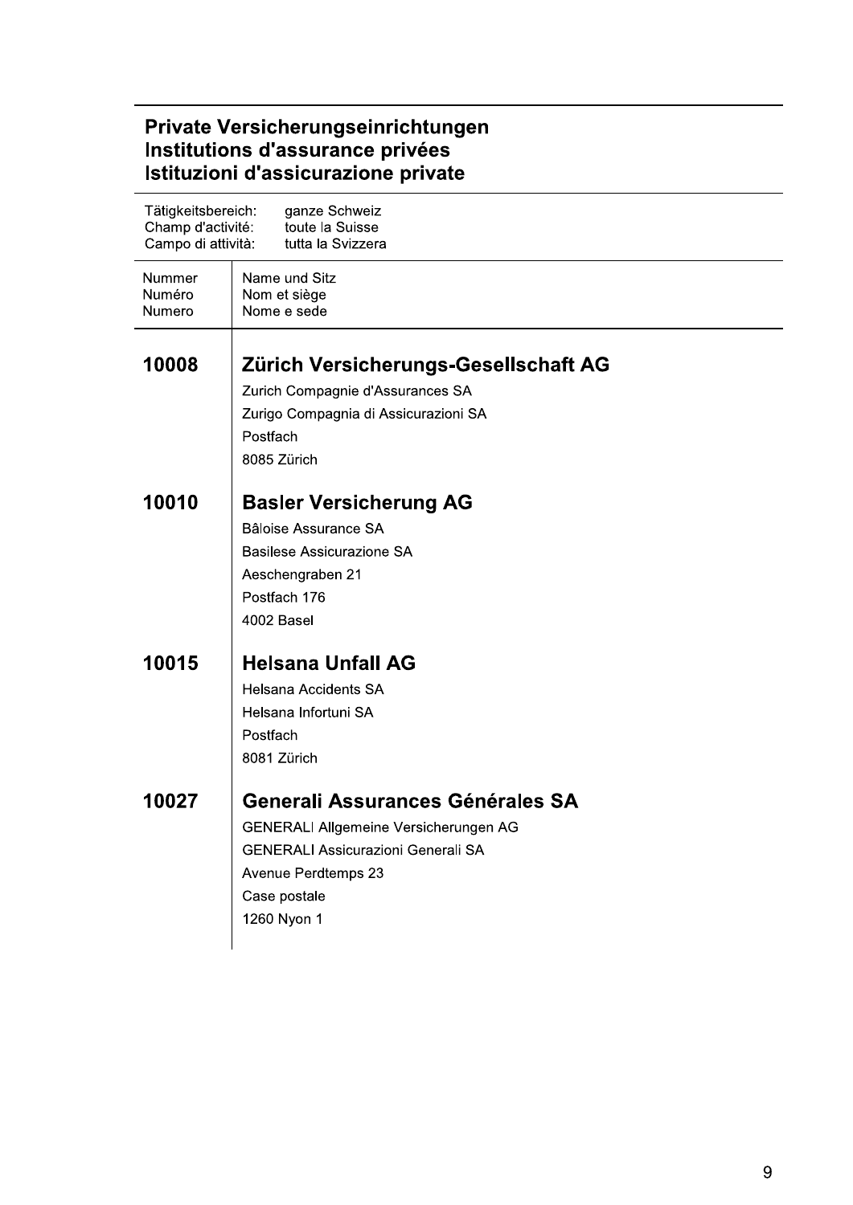## Private Versicherungseinrichtungen
## Institutions d'assurance privées
## Istituzioni d'assicurazione private

Tätigkeitsbereich: ganze Schweiz
Champ d'activité: toute la Suisse
Campo di attività: tutta la Svizzera

| Nummer<br>Numéro<br>Numero | Name und Sitz<br>Nom et siège<br>Nome e sede |
|---|---|
| **10008** | **Zürich Versicherungs-Gesellschaft AG**<br>Zurich Compagnie d'Assurances SA<br>Zurigo Compagnia di Assicurazioni SA<br>Postfach<br>8085 Zürich |
| **10010** | **Basler Versicherung AG**<br>Bâloise Assurance SA<br>Basilese Assicurazione SA<br>Aeschengraben 21<br>Postfach 176<br>4002 Basel |
| **10015** | **Helsana Unfall AG**<br>Helsana Accidents SA<br>Helsana Infortuni SA<br>Postfach<br>8081 Zürich |
| **10027** | **Generali Assurances Générales SA**<br>GENERALI Allgemeine Versicherungen AG<br>GENERALI Assicurazioni Generali SA<br>Avenue Perdtemps 23<br>Case postale<br>1260 Nyon 1 |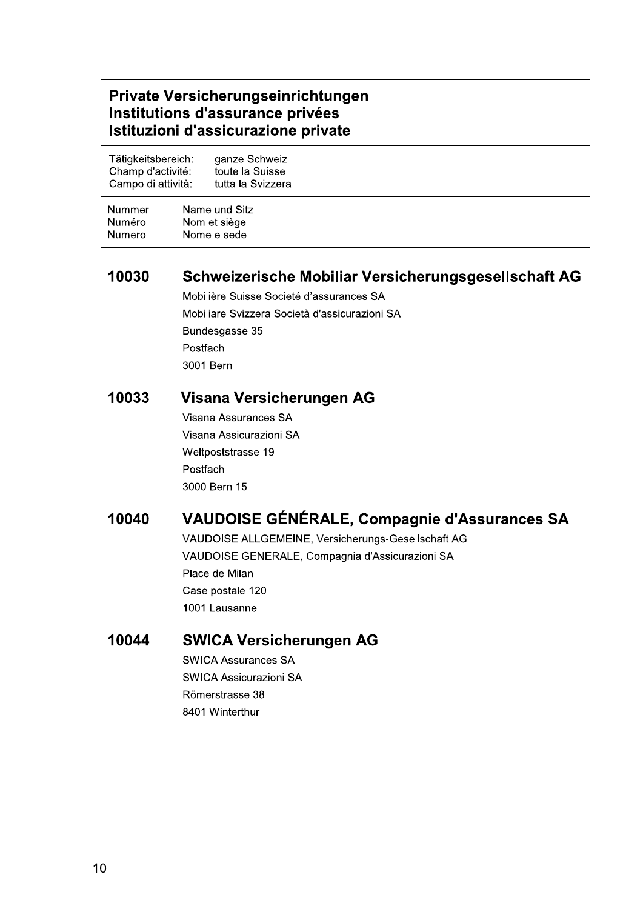## Private Versicherungseinrichtungen
## Institutions d'assurance privées
## Istituzioni d'assicurazione private

| | |
|---|---|
| Tätigkeitsbereich: | ganze Schweiz |
| Champ d'activité: | toute la Suisse |
| Campo di attività: | tutta la Svizzera |

| Nummer<br>Numéro<br>Numero | Name und Sitz<br>Nom et siège<br>Nome e sede |
|---|---|
| **10030** | **Schweizerische Mobiliar Versicherungsgesellschaft AG**<br>Mobilière Suisse Societé d'assurances SA<br>Mobiliare Svizzera Società d'assicurazioni SA<br>Bundesgasse 35<br>Postfach<br>3001 Bern |
| **10033** | **Visana Versicherungen AG**<br>Visana Assurances SA<br>Visana Assicurazioni SA<br>Weltpoststrasse 19<br>Postfach<br>3000 Bern 15 |
| **10040** | **VAUDOISE GÉNÉRALE, Compagnie d'Assurances SA**<br>VAUDOISE ALLGEMEINE, Versicherungs-Gesellschaft AG<br>VAUDOISE GENERALE, Compagnia d'Assicurazioni SA<br>Place de Milan<br>Case postale 120<br>1001 Lausanne |
| **10044** | **SWICA Versicherungen AG**<br>SWICA Assurances SA<br>SWICA Assicurazioni SA<br>Römerstrasse 38<br>8401 Winterthur |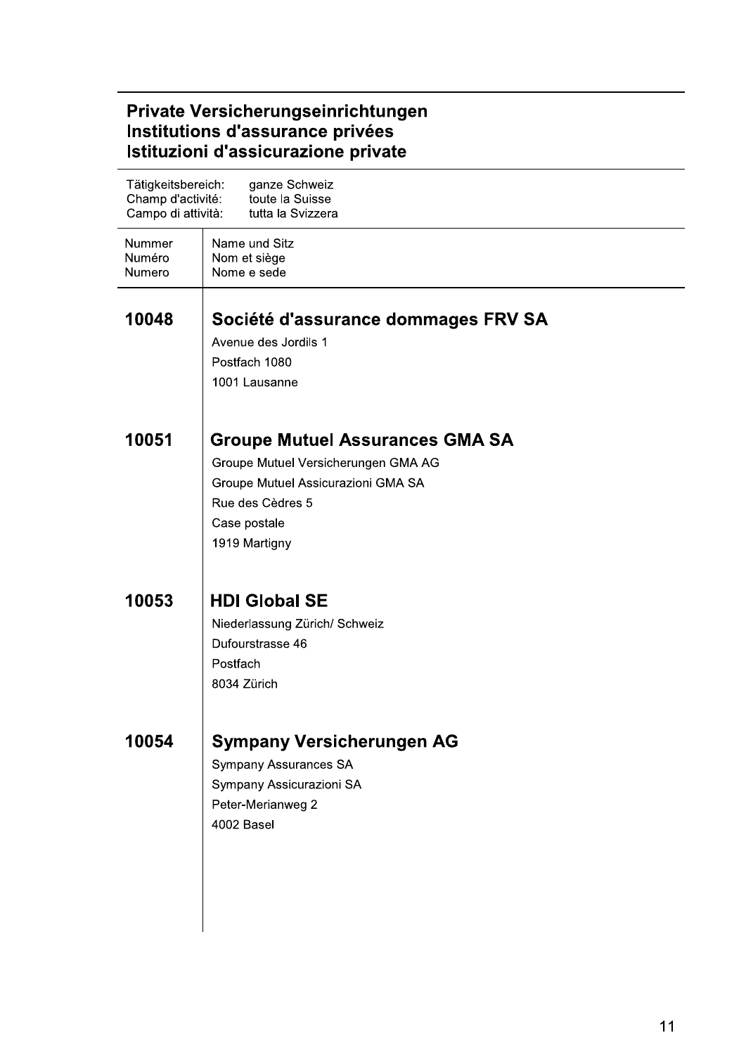## Private Versicherungseinrichtungen
## Institutions d'assurance privées
## Istituzioni d'assicurazione private

Tätigkeitsbereich: ganze Schweiz
Champ d'activité: toute la Suisse
Campo di attività: tutta la Svizzera

| Nummer<br>Numéro<br>Numero | Name und Sitz<br>Nom et siège<br>Nome e sede |
|---|---|
| **10048** | **Société d'assurance dommages FRV SA**<br>Avenue des Jordils 1<br>Postfach 1080<br>1001 Lausanne |
| **10051** | **Groupe Mutuel Assurances GMA SA**<br>Groupe Mutuel Versicherungen GMA AG<br>Groupe Mutuel Assicurazioni GMA SA<br>Rue des Cèdres 5<br>Case postale<br>1919 Martigny |
| **10053** | **HDI Global SE**<br>Niederlassung Zürich/ Schweiz<br>Dufourstrasse 46<br>Postfach<br>8034 Zürich |
| **10054** | **Sympany Versicherungen AG**<br>Sympany Assurances SA<br>Sympany Assicurazioni SA<br>Peter-Merianweg 2<br>4002 Basel |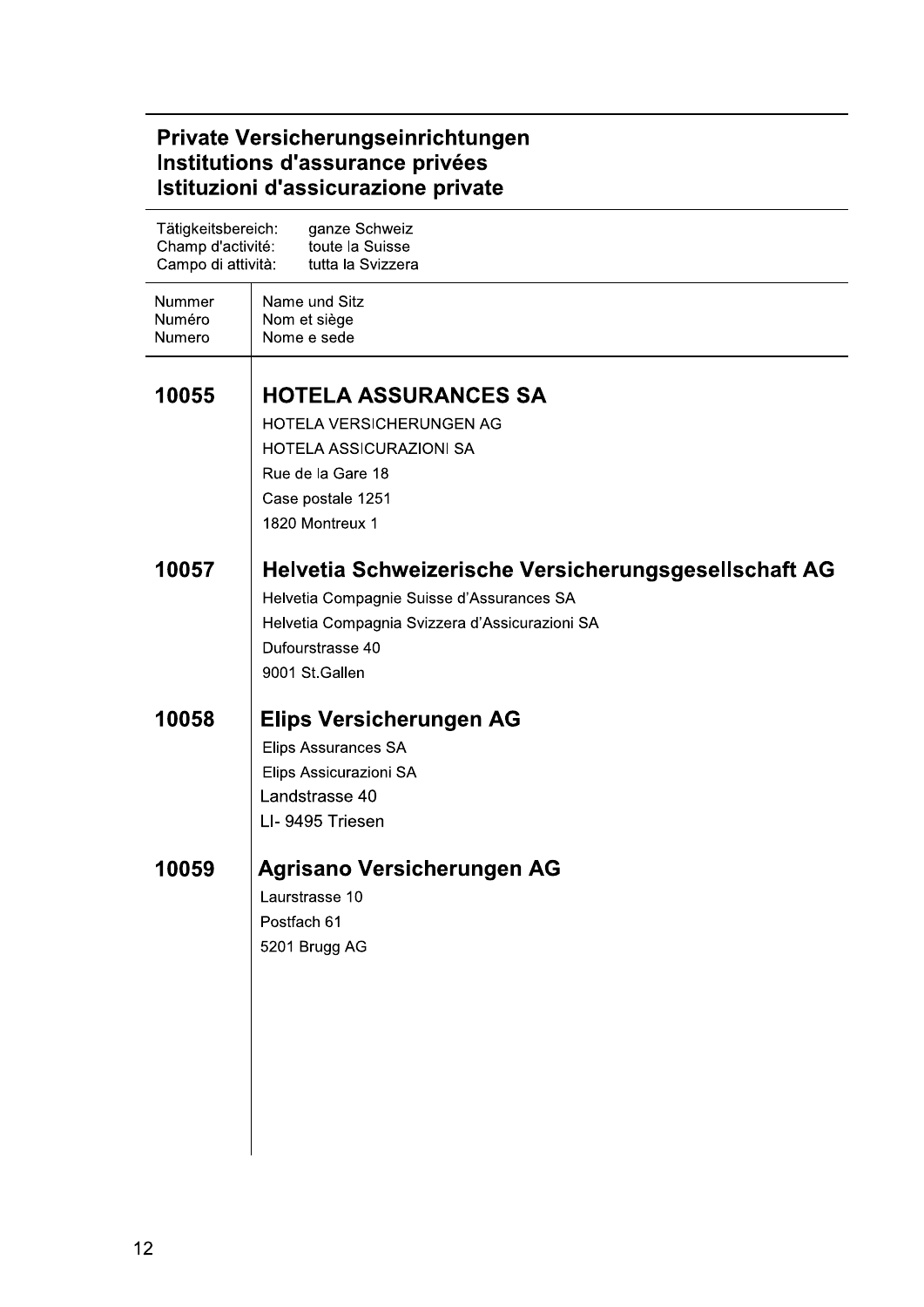## Private Versicherungseinrichtungen
## Institutions d'assurance privées
## Istituzioni d'assicurazione private

Tätigkeitsbereich: ganze Schweiz
Champ d'activité: toute la Suisse
Campo di attività: tutta la Svizzera

| Nummer<br>Numéro<br>Numero | Name und Sitz<br>Nom et siège<br>Nome e sede |
|---|---|
| **10055** | **HOTELA ASSURANCES SA**<br>HOTELA VERSICHERUNGEN AG<br>HOTELA ASSICURAZIONI SA<br>Rue de la Gare 18<br>Case postale 1251<br>1820 Montreux 1 |
| **10057** | **Helvetia Schweizerische Versicherungsgesellschaft AG**<br>Helvetia Compagnie Suisse d'Assurances SA<br>Helvetia Compagnia Svizzera d'Assicurazioni SA<br>Dufourstrasse 40<br>9001 St.Gallen |
| **10058** | **Elips Versicherungen AG**<br>Elips Assurances SA<br>Elips Assicurazioni SA<br>Landstrasse 40<br>LI- 9495 Triesen |
| **10059** | **Agrisano Versicherungen AG**<br>Laurstrasse 10<br>Postfach 61<br>5201 Brugg AG |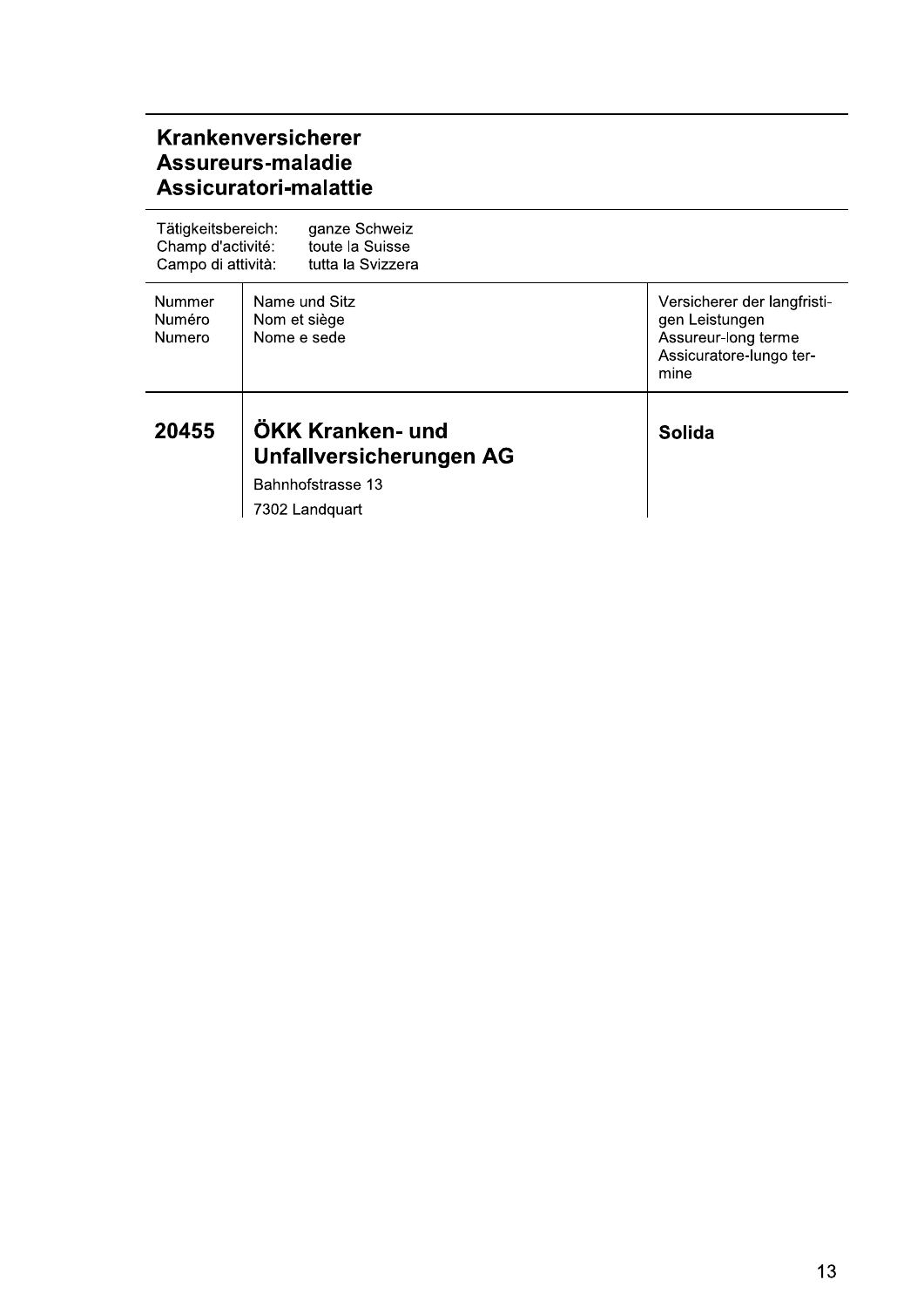## Krankenversicherer
## Assureurs-maladie
## Assicuratori-malattie

Tätigkeitsbereich: ganze Schweiz
Champ d'activité: toute la Suisse
Campo di attività: tutta la Svizzera

| Nummer<br>Numéro<br>Numero | Name und Sitz<br>Nom et siège<br>Nome e sede | Versicherer der langfristigen Leistungen<br>Assureur-long terme<br>Assicuratore-lungo termine |
|---|---|---|
| **20455** | **ÖKK Kranken- und Unfallversicherungen AG**<br>Bahnhofstrasse 13<br>7302 Landquart | **Solida** |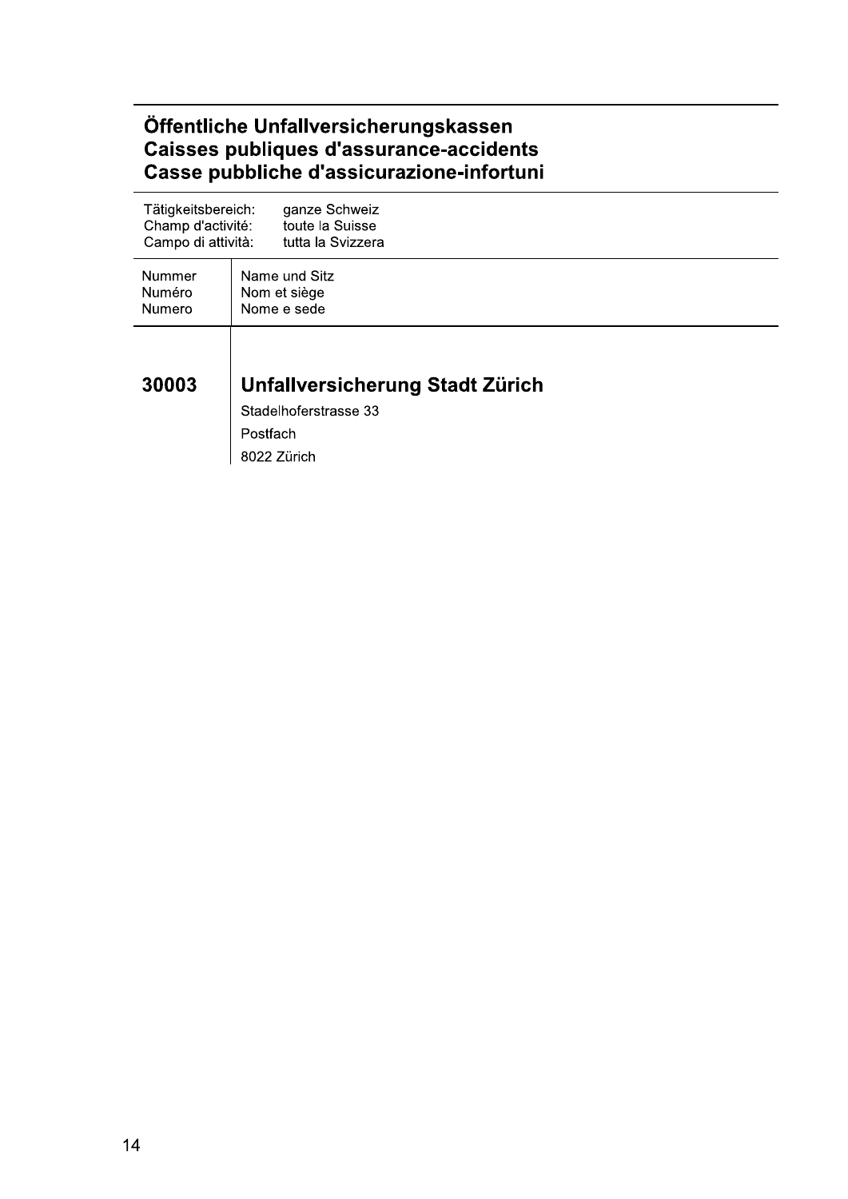## Öffentliche Unfallversicherungskassen
## Caisses publiques d'assurance-accidents
## Casse pubbliche d'assicurazione-infortuni

Tätigkeitsbereich: ganze Schweiz
Champ d'activité: toute la Suisse
Campo di attività: tutta la Svizzera

| Nummer<br>Numéro<br>Numero | Name und Sitz<br>Nom et siège<br>Nome e sede |
|---|---|
| **30003** | **Unfallversicherung Stadt Zürich**<br>Stadelhoferstrasse 33<br>Postfach<br>8022 Zürich |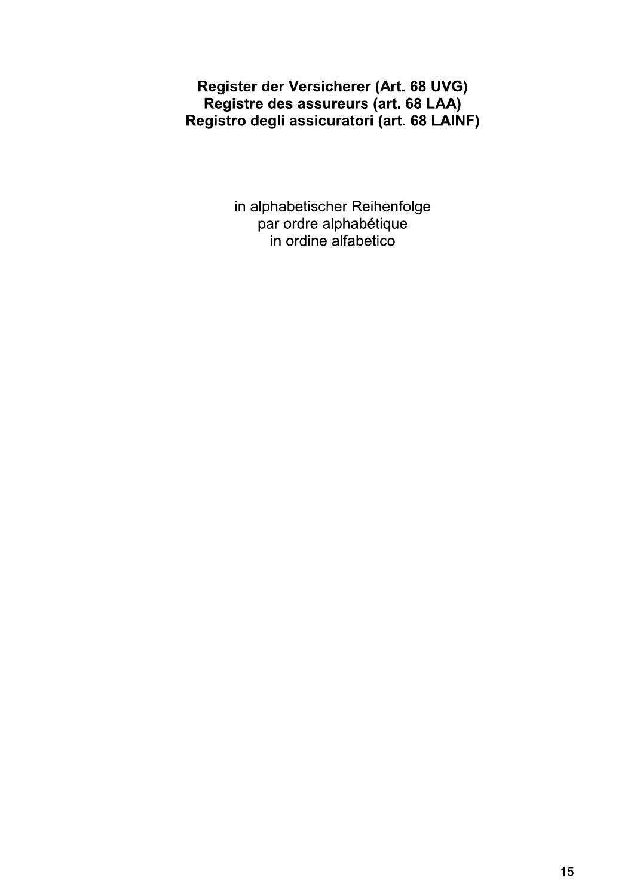# Register der Versicherer (Art. 68 UVG)
# Registre des assureurs (art. 68 LAA)
# Registro degli assicuratori (art. 68 LAINF)

in alphabetischer Reihenfolge
par ordre alphabétique
in ordine alfabetico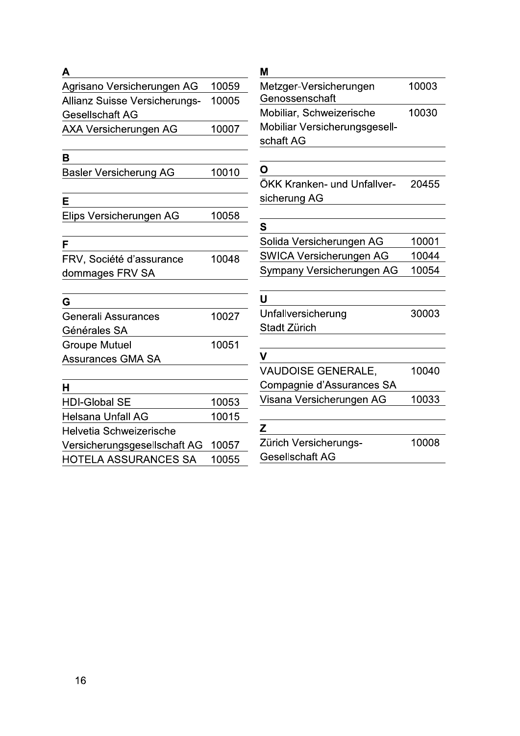### A

| | |
|---|---|
| Agrisano Versicherungen AG | 10059 |
| Allianz Suisse Versicherungs-Gesellschaft AG | 10005 |
| AXA Versicherungen AG | 10007 |

### B

| | |
|---|---|
| Basler Versicherung AG | 10010 |

### E

| | |
|---|---|
| Elips Versicherungen AG | 10058 |

### F

| | |
|---|---|
| FRV, Société d'assurance dommages FRV SA | 10048 |

### G

| | |
|---|---|
| Generali Assurances Générales SA | 10027 |
| Groupe Mutuel Assurances GMA SA | 10051 |

### H

| | |
|---|---|
| HDI-Global SE | 10053 |
| Helsana Unfall AG | 10015 |
| Helvetia Schweizerische Versicherungsgesellschaft AG | 10057 |
| HOTELA ASSURANCES SA | 10055 |

### M

| | |
|---|---|
| Metzger-Versicherungen Genossenschaft | 10003 |
| Mobiliar, Schweizerische Mobiliar Versicherungsgesellschaft AG | 10030 |

### O

| | |
|---|---|
| ÖKK Kranken- und Unfallversicherung AG | 20455 |

### S

| | |
|---|---|
| Solida Versicherungen AG | 10001 |
| SWICA Versicherungen AG | 10044 |
| Sympany Versicherungen AG | 10054 |

### U

| | |
|---|---|
| Unfallversicherung Stadt Zürich | 30003 |

### V

| | |
|---|---|
| VAUDOISE GENERALE, Compagnie d'Assurances SA | 10040 |
| Visana Versicherungen AG | 10033 |

### Z

| | |
|---|---|
| Zürich Versicherungs-Gesellschaft AG | 10008 |